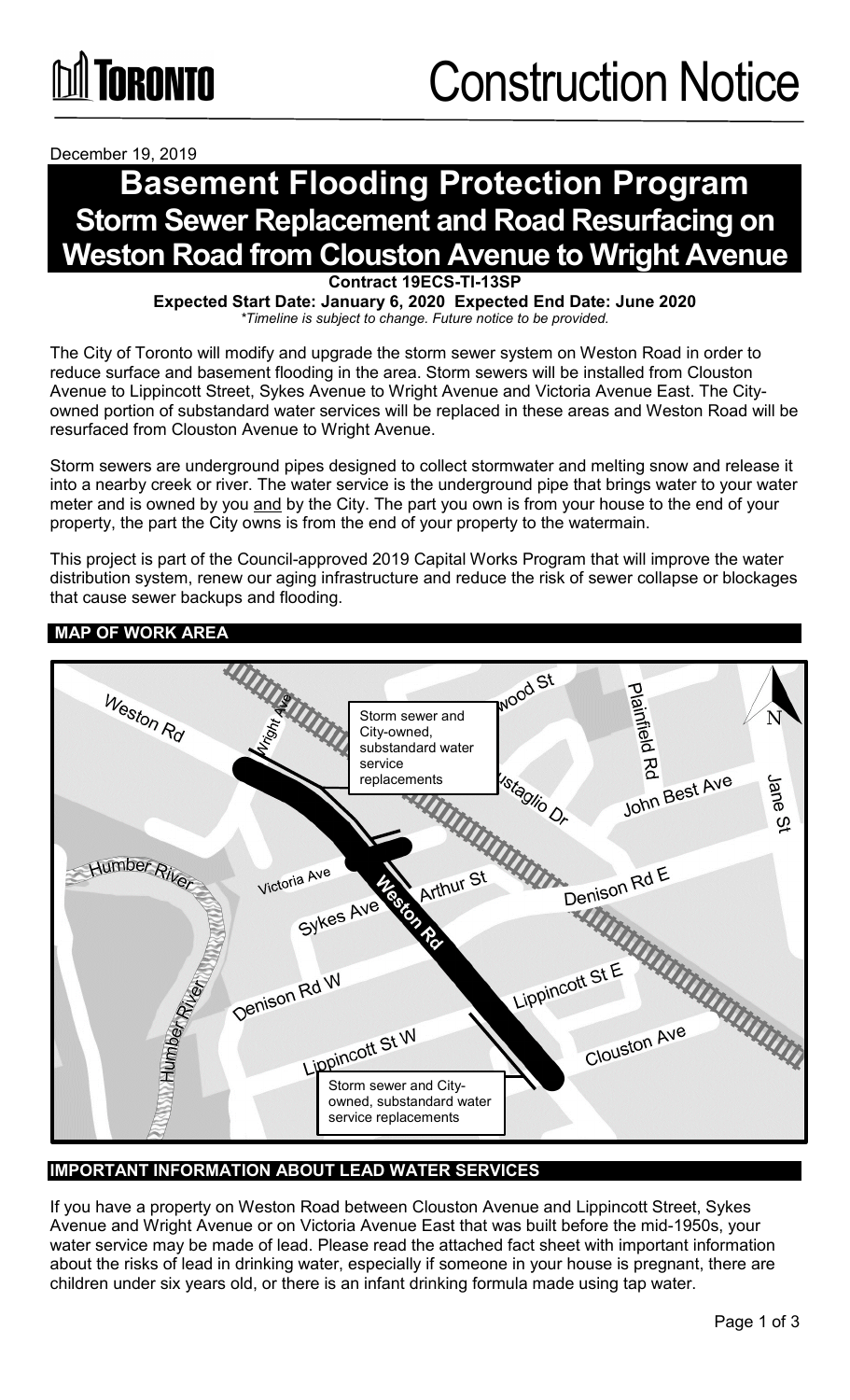# Construction Notice

December 19, 2019

# Basement Flooding Protection Program

## Storm Sewer Replacement and Road Resurfacing on Weston Road from Clouston Avenue to Wright Avenue

**Contract 19ECS-TI-13SP**

**Expected Start Date: January 6, 2020  Expected End Date: June 2020**

*\*Timeline is subject to change. Future notice to be provided.*

The City of Toronto will modify and upgrade the storm sewer system on Weston Road in order to reduce surface and basement flooding in the area. Storm sewers will be installed from Clouston Avenue to Lippincott Street, Sykes Avenue to Wright Avenue and Victoria Avenue East. The City-owned portion of substandard water services will be replaced in these areas and Weston Road will be resurfaced from Clouston Avenue to Wright Avenue.

Storm sewers are underground pipes designed to collect stormwater and melting snow and release it into a nearby creek or river. The water service is the underground pipe that brings water to your water meter and is owned by you and by the City. The part you own is from your house to the end of your property, the part the City owns is from the end of your property to the watermain.

This project is part of the Council-approved 2019 Capital Works Program that will improve the water distribution system, renew our aging infrastructure and reduce the risk of sewer collapse or blockages that cause sewer backups and flooding.

### MAP OF WORK AREA

Storm sewer and City-owned, substandard water service replacements

Storm sewer and City-owned, substandard water service replacements

### IMPORTANT INFORMATION ABOUT LEAD WATER SERVICES

If you have a property on Weston Road between Clouston Avenue and Lippincott Street, Sykes Avenue and Wright Avenue or on Victoria Avenue East that was built before the mid-1950s, your water service may be made of lead. Please read the attached fact sheet with important information about the risks of lead in drinking water, especially if someone in your house is pregnant, there are children under six years old, or there is an infant drinking formula made using tap water.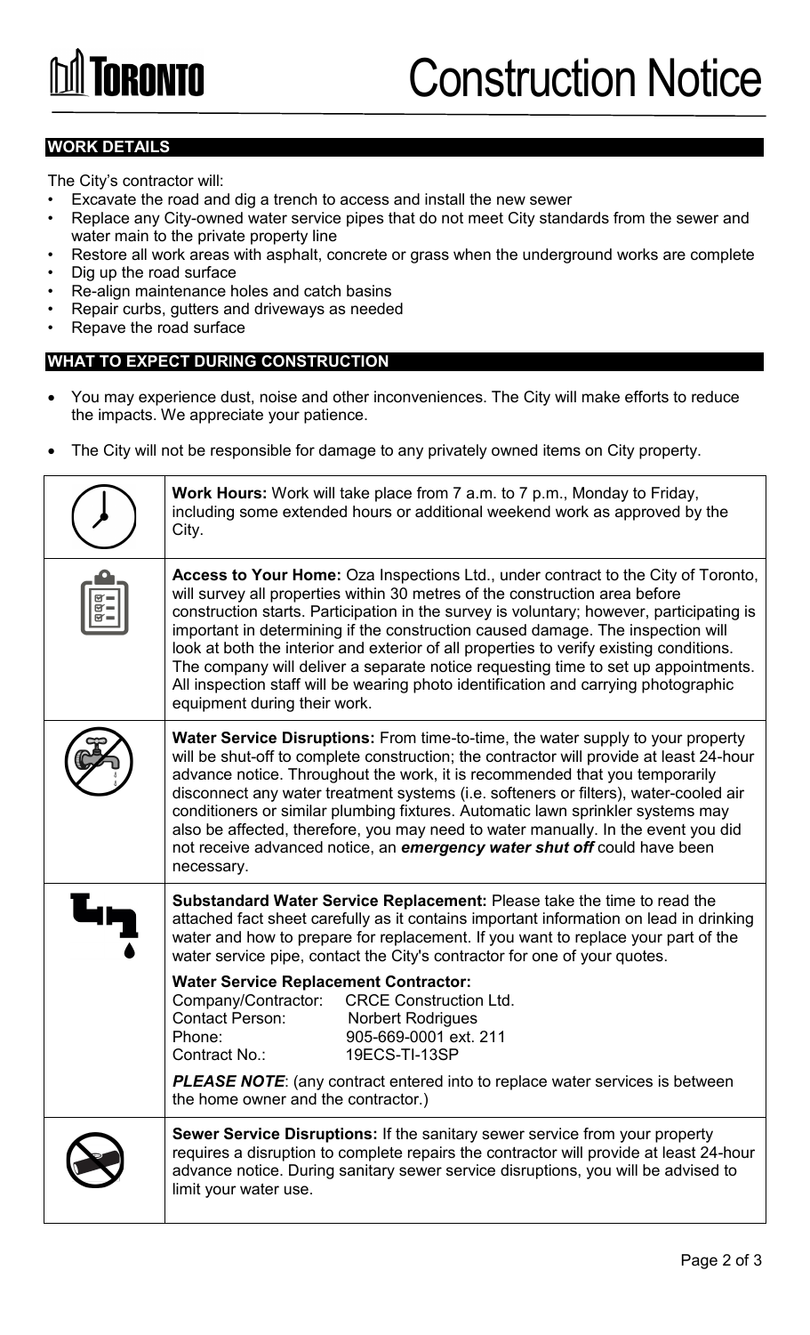# Toronto Construction Notice

## WORK DETAILS

The City's contractor will:

- Excavate the road and dig a trench to access and install the new sewer
- Replace any City-owned water service pipes that do not meet City standards from the sewer and water main to the private property line
- Restore all work areas with asphalt, concrete or grass when the underground works are complete
- Dig up the road surface
- Re-align maintenance holes and catch basins
- Repair curbs, gutters and driveways as needed
- Repave the road surface

## WHAT TO EXPECT DURING CONSTRUCTION

- You may experience dust, noise and other inconveniences. The City will make efforts to reduce the impacts. We appreciate your patience.
- The City will not be responsible for damage to any privately owned items on City property.

**Work Hours:** Work will take place from 7 a.m. to 7 p.m., Monday to Friday, including some extended hours or additional weekend work as approved by the City.

**Access to Your Home:** Oza Inspections Ltd., under contract to the City of Toronto, will survey all properties within 30 metres of the construction area before construction starts. Participation in the survey is voluntary; however, participating is important in determining if the construction caused damage. The inspection will look at both the interior and exterior of all properties to verify existing conditions. The company will deliver a separate notice requesting time to set up appointments. All inspection staff will be wearing photo identification and carrying photographic equipment during their work.

**Water Service Disruptions:** From time-to-time, the water supply to your property will be shut-off to complete construction; the contractor will provide at least 24-hour advance notice. Throughout the work, it is recommended that you temporarily disconnect any water treatment systems (i.e. softeners or filters), water-cooled air conditioners or similar plumbing fixtures. Automatic lawn sprinkler systems may also be affected, therefore, you may need to water manually. In the event you did not receive advanced notice, an ***emergency water shut off*** could have been necessary.

**Substandard Water Service Replacement:** Please take the time to read the attached fact sheet carefully as it contains important information on lead in drinking water and how to prepare for replacement. If you want to replace your part of the water service pipe, contact the City's contractor for one of your quotes.

**Water Service Replacement Contractor:**

Company/Contractor: CRCE Construction Ltd.
Contact Person: Norbert Rodrigues
Phone: 905-669-0001 ext. 211
Contract No.: 19ECS-TI-13SP

***PLEASE NOTE***: (any contract entered into to replace water services is between the home owner and the contractor.)

**Sewer Service Disruptions:** If the sanitary sewer service from your property requires a disruption to complete repairs the contractor will provide at least 24-hour advance notice. During sanitary sewer service disruptions, you will be advised to limit your water use.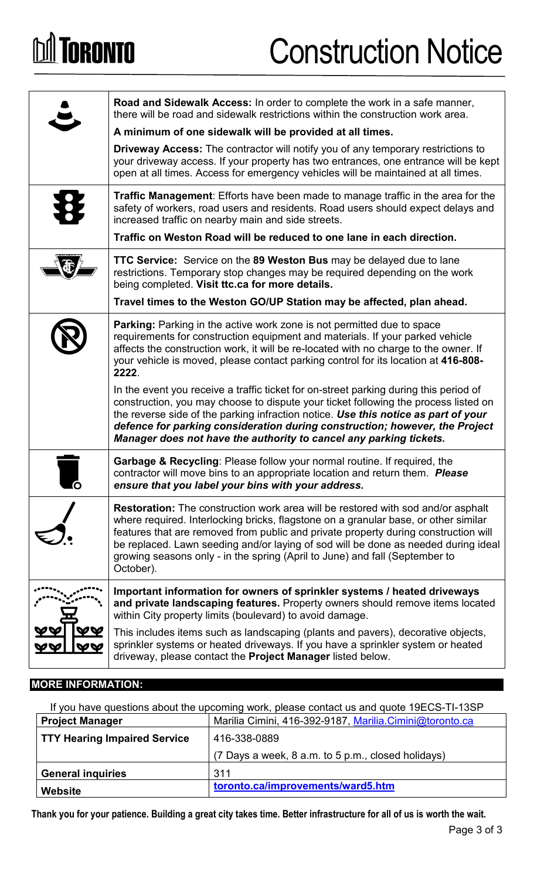# Construction Notice

**Road and Sidewalk Access:** In order to complete the work in a safe manner, there will be road and sidewalk restrictions within the construction work area.

**A minimum of one sidewalk will be provided at all times.**

**Driveway Access:** The contractor will notify you of any temporary restrictions to your driveway access. If your property has two entrances, one entrance will be kept open at all times. Access for emergency vehicles will be maintained at all times.

**Traffic Management**: Efforts have been made to manage traffic in the area for the safety of workers, road users and residents. Road users should expect delays and increased traffic on nearby main and side streets.

**Traffic on Weston Road will be reduced to one lane in each direction.**

**TTC Service:** Service on the **89 Weston Bus** may be delayed due to lane restrictions. Temporary stop changes may be required depending on the work being completed. **Visit ttc.ca for more details.**

**Travel times to the Weston GO/UP Station may be affected, plan ahead.**

**Parking:** Parking in the active work zone is not permitted due to space requirements for construction equipment and materials. If your parked vehicle affects the construction work, it will be re-located with no charge to the owner. If your vehicle is moved, please contact parking control for its location at **416-808-2222**.

In the event you receive a traffic ticket for on-street parking during this period of construction, you may choose to dispute your ticket following the process listed on the reverse side of the parking infraction notice. ***Use this notice as part of your defence for parking consideration during construction; however, the Project Manager does not have the authority to cancel any parking tickets.***

**Garbage & Recycling**: Please follow your normal routine. If required, the contractor will move bins to an appropriate location and return them. ***Please ensure that you label your bins with your address.***

**Restoration:** The construction work area will be restored with sod and/or asphalt where required. Interlocking bricks, flagstone on a granular base, or other similar features that are removed from public and private property during construction will be replaced. Lawn seeding and/or laying of sod will be done as needed during ideal growing seasons only - in the spring (April to June) and fall (September to October).

**Important information for owners of sprinkler systems / heated driveways and private landscaping features.** Property owners should remove items located within City property limits (boulevard) to avoid damage.

This includes items such as landscaping (plants and pavers), decorative objects, sprinkler systems or heated driveways. If you have a sprinkler system or heated driveway, please contact the **Project Manager** listed below.

## MORE INFORMATION:

If you have questions about the upcoming work, please contact us and quote 19ECS-TI-13SP

| | |
|---|---|
| **Project Manager** | Marilia Cimini, 416-392-9187, Marilia.Cimini@toronto.ca |
| **TTY Hearing Impaired Service** | 416-338-0889<br>(7 Days a week, 8 a.m. to 5 p.m., closed holidays) |
| **General inquiries** | 311 |
| **Website** | **toronto.ca/improvements/ward5.htm** |

**Thank you for your patience. Building a great city takes time. Better infrastructure for all of us is worth the wait.**